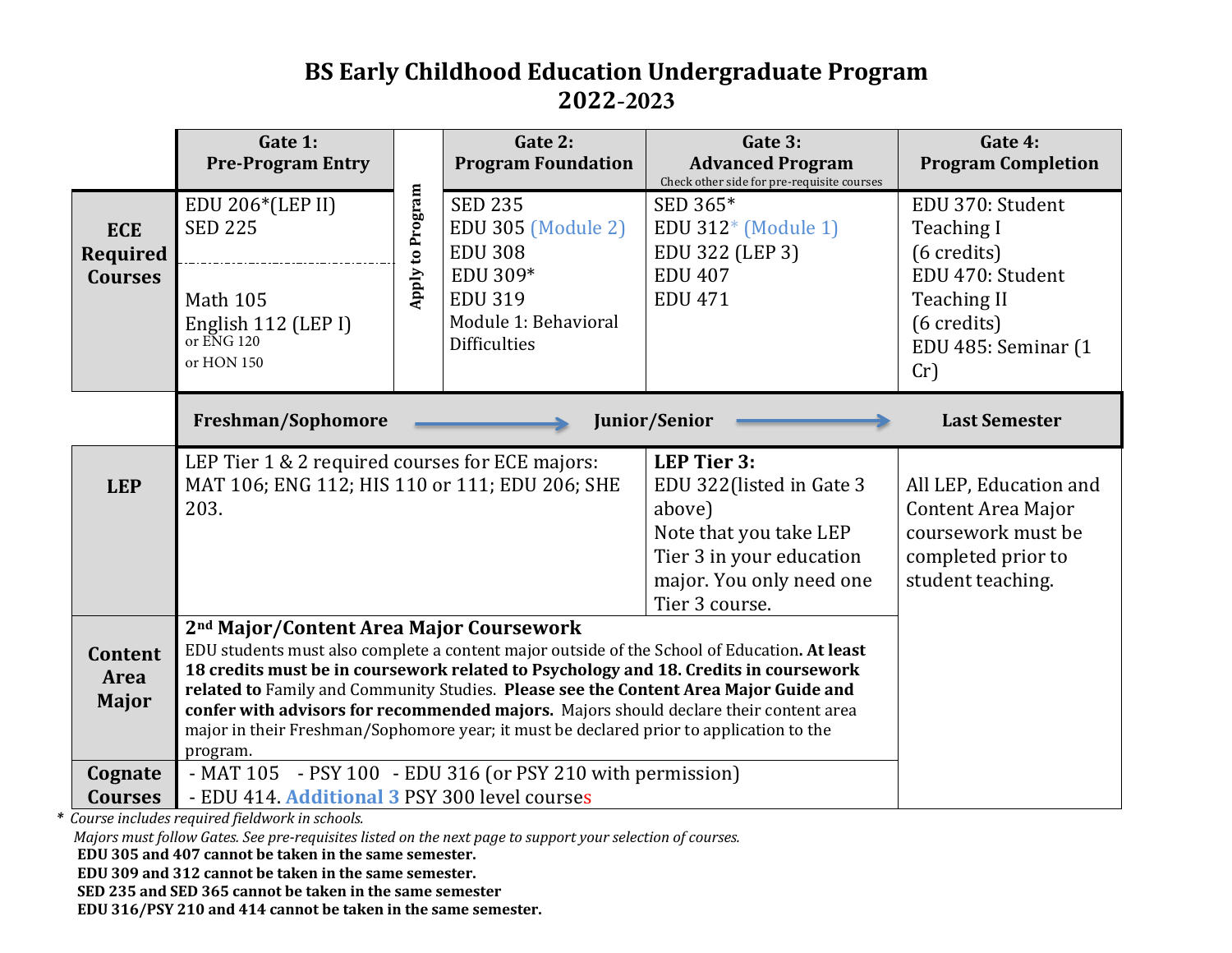# BS Early Childhood Education Undergraduate Program
## 2022-2023

| | Gate 1: Pre-Program Entry | | Gate 2: Program Foundation | Gate 3: Advanced Program (Check other side for pre-requisite courses) | Gate 4: Program Completion |
|---|---|---|---|---|---|
| **ECE Required Courses** | EDU 206*(LEP II)<br>SED 225<br><br>Math 105<br>English 112 (LEP I) or ENG 120 or HON 150 | Apply to Program | SED 235<br>EDU 305 (Module 2)<br>EDU 308<br>EDU 309*<br>EDU 319<br>Module 1: Behavioral Difficulties | SED 365*<br>EDU 312* (Module 1)<br>EDU 322 (LEP 3)<br>EDU 407<br>EDU 471 | EDU 370: Student Teaching I (6 credits)<br>EDU 470: Student Teaching II (6 credits)<br>EDU 485: Seminar (1 Cr) |
| | **Freshman/Sophomore** → | | | **Junior/Senior** → | **Last Semester** |
| **LEP** | LEP Tier 1 & 2 required courses for ECE majors: MAT 106; ENG 112; HIS 110 or 111; EDU 206; SHE 203. | | | **LEP Tier 3:**<br>EDU 322(listed in Gate 3 above)<br>Note that you take LEP Tier 3 in your education major. You only need one Tier 3 course. | All LEP, Education and Content Area Major coursework must be completed prior to student teaching. |
| **Content Area Major** | **2nd Major/Content Area Major Coursework**<br>EDU students must also complete a content major outside of the School of Education. **At least 18 credits must be in coursework related to Psychology and 18. Credits in coursework related to** Family and Community Studies. **Please see the Content Area Major Guide and confer with advisors for recommended majors.** Majors should declare their content area major in their Freshman/Sophomore year; it must be declared prior to application to the program. | | | | |
| **Cognate Courses** | - MAT 105 - PSY 100 - EDU 316 (or PSY 210 with permission)<br>- EDU 414. Additional 3 PSY 300 level courses | | | | |

\* *Course includes required fieldwork in schools.*

*Majors must follow Gates. See pre-requisites listed on the next page to support your selection of courses.*

**EDU 305 and 407 cannot be taken in the same semester.**

**EDU 309 and 312 cannot be taken in the same semester.**

**SED 235 and SED 365 cannot be taken in the same semester**

**EDU 316/PSY 210 and 414 cannot be taken in the same semester.**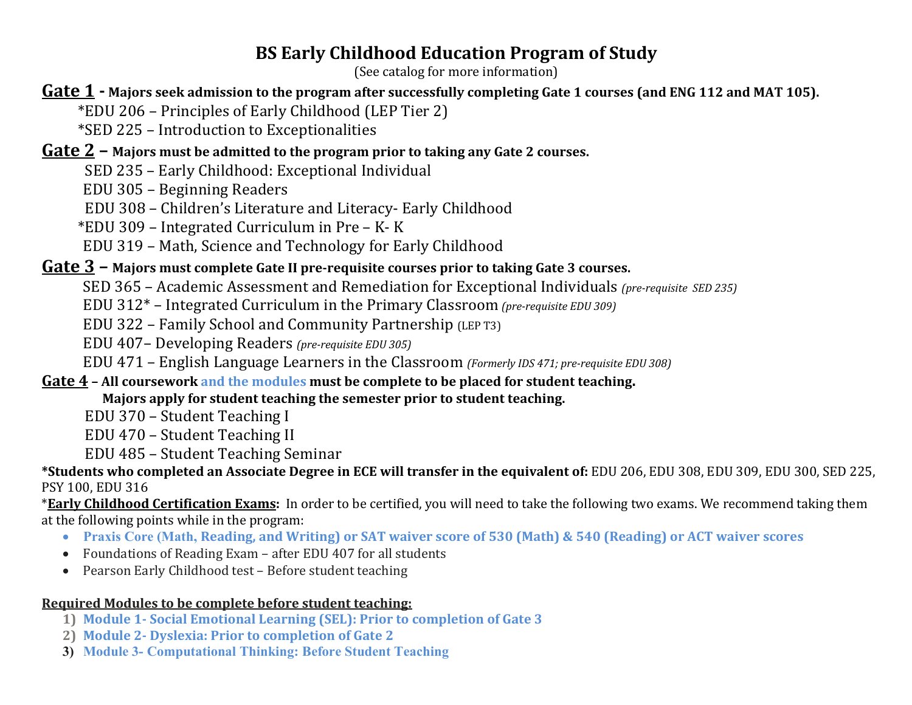# BS Early Childhood Education Program of Study

(See catalog for more information)

**Gate 1 - Majors seek admission to the program after successfully completing Gate 1 courses (and ENG 112 and MAT 105).**

*EDU 206 – Principles of Early Childhood (LEP Tier 2)
*SED 225 – Introduction to Exceptionalities

**Gate 2 – Majors must be admitted to the program prior to taking any Gate 2 courses.**

SED 235 – Early Childhood: Exceptional Individual
EDU 305 – Beginning Readers
EDU 308 – Children's Literature and Literacy- Early Childhood
*EDU 309 – Integrated Curriculum in Pre – K- K
EDU 319 – Math, Science and Technology for Early Childhood

**Gate 3 – Majors must complete Gate II pre-requisite courses prior to taking Gate 3 courses.**

SED 365 – Academic Assessment and Remediation for Exceptional Individuals *(pre-requisite SED 235)*
EDU 312* – Integrated Curriculum in the Primary Classroom *(pre-requisite EDU 309)*
EDU 322 – Family School and Community Partnership (LEP T3)
EDU 407– Developing Readers *(pre-requisite EDU 305)*
EDU 471 – English Language Learners in the Classroom *(Formerly IDS 471; pre-requisite EDU 308)*

**Gate 4 – All coursework and the modules must be complete to be placed for student teaching.**
**Majors apply for student teaching the semester prior to student teaching.**

EDU 370 – Student Teaching I
EDU 470 – Student Teaching II
EDU 485 – Student Teaching Seminar

**\*Students who completed an Associate Degree in ECE will transfer in the equivalent of:** EDU 206, EDU 308, EDU 309, EDU 300, SED 225, PSY 100, EDU 316

*<u>**Early Childhood Certification Exams**</u>**:** In order to be certified, you will need to take the following two exams. We recommend taking them at the following points while in the program:

- **Praxis Core (Math, Reading, and Writing) or SAT waiver score of 530 (Math) & 540 (Reading) or ACT waiver scores**
- Foundations of Reading Exam – after EDU 407 for all students
- Pearson Early Childhood test – Before student teaching

<u>**Required Modules to be complete before student teaching:**</u>

1) **Module 1- Social Emotional Learning (SEL): Prior to completion of Gate 3**
2) **Module 2- Dyslexia: Prior to completion of Gate 2**
3) **Module 3- Computational Thinking: Before Student Teaching**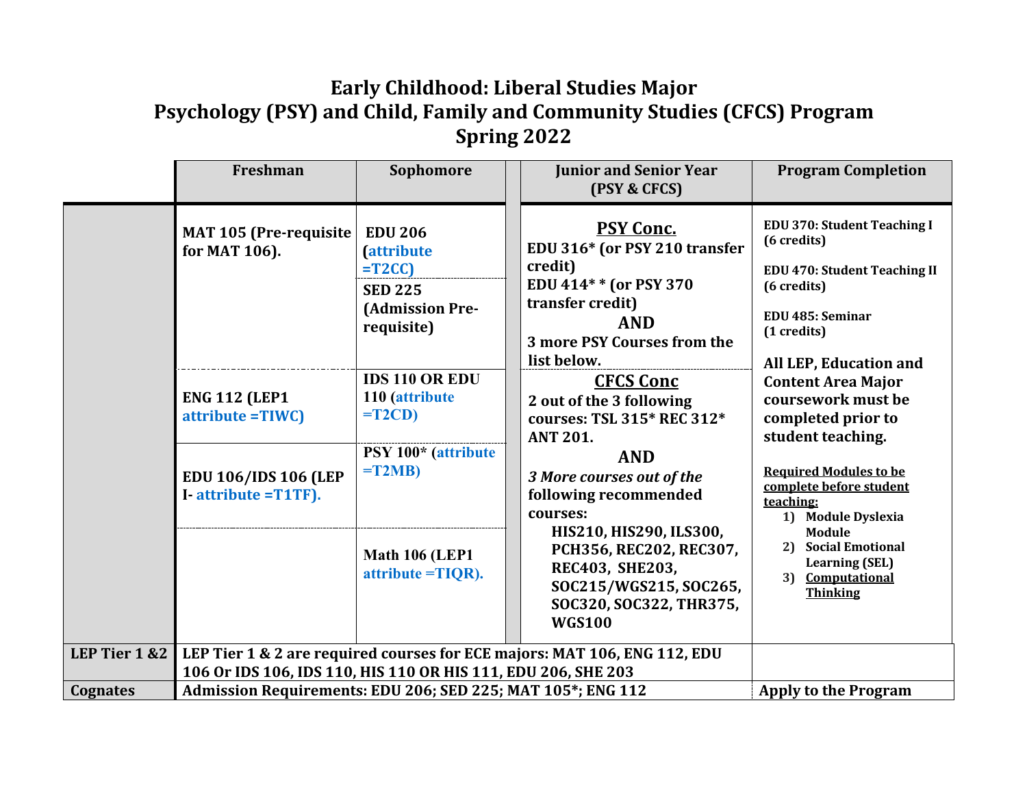# Early Childhood: Liberal Studies Major
# Psychology (PSY) and Child, Family and Community Studies (CFCS) Program
# Spring 2022

| | Freshman | Sophomore | Junior and Senior Year (PSY & CFCS) | Program Completion |
|---|---|---|---|---|
| | MAT 105 (Pre-requisite for MAT 106). | EDU 206 (attribute =T2CC)<br><br>SED 225 (Admission Pre-requisite) | **PSY Conc.**<br>EDU 316* (or PSY 210 transfer credit)<br>EDU 414* * (or PSY 370 transfer credit)<br>**AND**<br>3 more PSY Courses from the list below. | EDU 370: Student Teaching I (6 credits)<br><br>EDU 470: Student Teaching II (6 credits)<br><br>EDU 485: Seminar (1 credits)<br><br>All LEP, Education and Content Area Major coursework must be completed prior to student teaching.<br><br>Required Modules to be complete before student teaching:<br>1) Module Dyslexia Module<br>2) Social Emotional Learning (SEL)<br>3) Computational Thinking |
| | ENG 112 (LEP1 attribute =TIWC) | IDS 110 OR EDU 110 (attribute =T2CD) | **CFCS Conc**<br>2 out of the 3 following courses: TSL 315* REC 312* ANT 201.<br>**AND**<br>*3 More courses out of the* following recommended courses:<br>HIS210, HIS290, ILS300, PCH356, REC202, REC307, REC403, SHE203, SOC215/WGS215, SOC265, SOC320, SOC322, THR375, WGS100 | |
| | EDU 106/IDS 106 (LEP I- attribute =T1TF). | PSY 100* (attribute =T2MB) | | |
| | | Math 106 (LEP1 attribute =TIQR). | | |
| LEP Tier 1 &2 | LEP Tier 1 & 2 are required courses for ECE majors: MAT 106, ENG 112, EDU 106 Or IDS 106, IDS 110, HIS 110 OR HIS 111, EDU 206, SHE 203 | | | |
| Cognates | Admission Requirements: EDU 206; SED 225; MAT 105*; ENG 112 | | | Apply to the Program |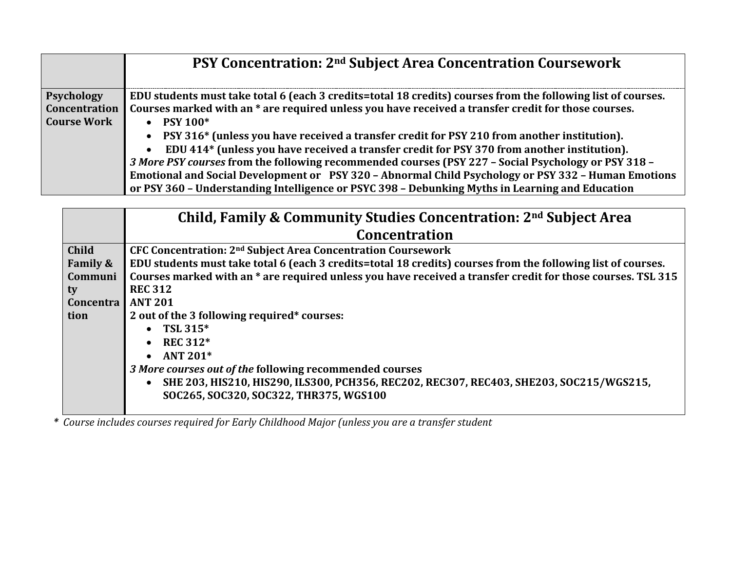| | **PSY Concentration: 2nd Subject Area Concentration Coursework** |
|---|---|
| **Psychology Concentration Course Work** | **EDU students must take total 6 (each 3 credits=total 18 credits) courses from the following list of courses. Courses marked with an * are required unless you have received a transfer credit for those courses.**<br>• **PSY 100***<br>• **PSY 316* (unless you have received a transfer credit for PSY 210 from another institution).**<br>• **EDU 414* (unless you have received a transfer credit for PSY 370 from another institution).**<br>***3 More PSY courses*** **from the following recommended courses (PSY 227 – Social Psychology or PSY 318 – Emotional and Social Development or PSY 320 – Abnormal Child Psychology or PSY 332 – Human Emotions or PSY 360 – Understanding Intelligence or PSYC 398 – Debunking Myths in Learning and Education** |

| | **Child, Family & Community Studies Concentration: 2nd Subject Area Concentration** |
|---|---|
| **Child Family & Community Concentration** | **CFC Concentration: 2nd Subject Area Concentration Coursework**<br>**EDU students must take total 6 (each 3 credits=total 18 credits) courses from the following list of courses. Courses marked with an * are required unless you have received a transfer credit for those courses. TSL 315**<br>**REC 312**<br>**ANT 201**<br>**2 out of the 3 following required* courses:**<br>• **TSL 315***<br>• **REC 312***<br>• **ANT 201***<br>***3 More courses out of the*** **following recommended courses**<br>• **SHE 203, HIS210, HIS290, ILS300, PCH356, REC202, REC307, REC403, SHE203, SOC215/WGS215, SOC265, SOC320, SOC322, THR375, WGS100** |

***** *Course includes courses required for Early Childhood Major (unless you are a transfer student*